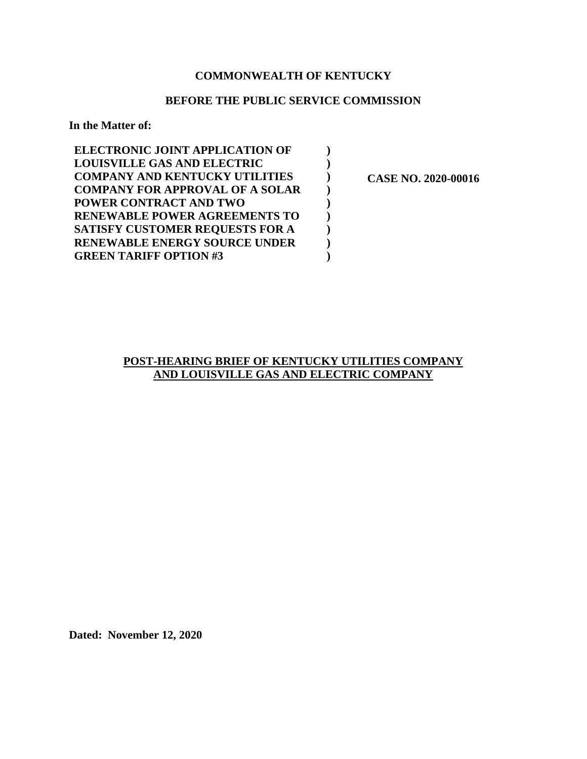**COMMONWEALTH OF KENTUCKY**

**BEFORE THE PUBLIC SERVICE COMMISSION**

**In the Matter of:**

| | | |
|---|---|---|
| **ELECTRONIC JOINT APPLICATION OF LOUISVILLE GAS AND ELECTRIC COMPANY AND KENTUCKY UTILITIES COMPANY FOR APPROVAL OF A SOLAR POWER CONTRACT AND TWO RENEWABLE POWER AGREEMENTS TO SATISFY CUSTOMER REQUESTS FOR A RENEWABLE ENERGY SOURCE UNDER GREEN TARIFF OPTION #3** | **)**<br>**)**<br>**)**<br>**)**<br>**)**<br>**)**<br>**)**<br>**)**<br>**)** | **CASE NO. 2020-00016** |

**<u>POST-HEARING BRIEF OF KENTUCKY UTILITIES COMPANY AND LOUISVILLE GAS AND ELECTRIC COMPANY</u>**

**Dated: November 12, 2020**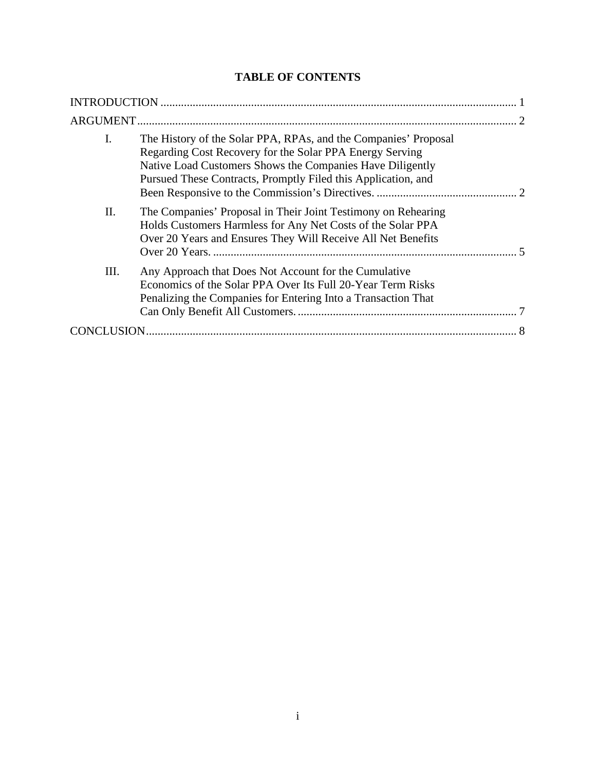# TABLE OF CONTENTS

INTRODUCTION ........................................................................................................................ 1

ARGUMENT ............................................................................................................................... 2

I. The History of the Solar PPA, RPAs, and the Companies' Proposal Regarding Cost Recovery for the Solar PPA Energy Serving Native Load Customers Shows the Companies Have Diligently Pursued These Contracts, Promptly Filed this Application, and Been Responsive to the Commission's Directives. ............................................... 2

II. The Companies' Proposal in Their Joint Testimony on Rehearing Holds Customers Harmless for Any Net Costs of the Solar PPA Over 20 Years and Ensures They Will Receive All Net Benefits Over 20 Years. ...................................................................................................... 5

III. Any Approach that Does Not Account for the Cumulative Economics of the Solar PPA Over Its Full 20-Year Term Risks Penalizing the Companies for Entering Into a Transaction That Can Only Benefit All Customers. .......................................................................... 7

CONCLUSION............................................................................................................................ 8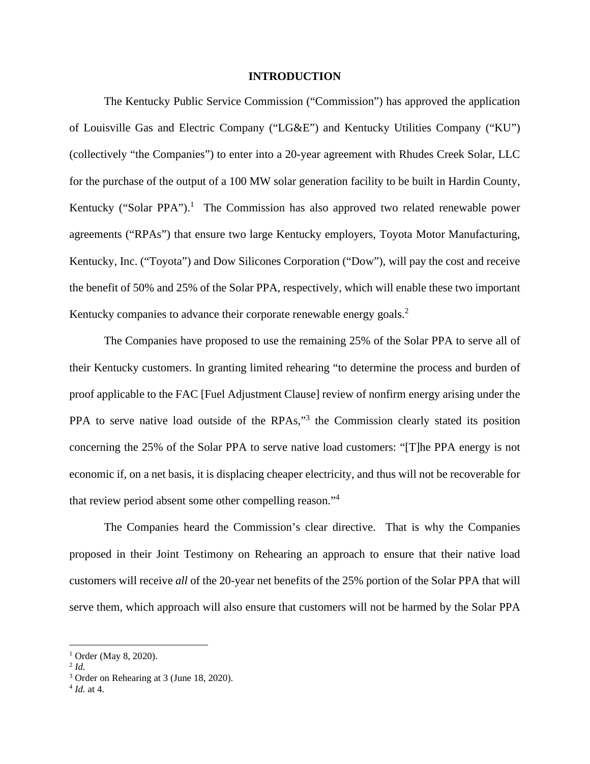# INTRODUCTION

The Kentucky Public Service Commission ("Commission") has approved the application of Louisville Gas and Electric Company ("LG&E") and Kentucky Utilities Company ("KU") (collectively "the Companies") to enter into a 20-year agreement with Rhudes Creek Solar, LLC for the purchase of the output of a 100 MW solar generation facility to be built in Hardin County, Kentucky ("Solar PPA").[1] The Commission has also approved two related renewable power agreements ("RPAs") that ensure two large Kentucky employers, Toyota Motor Manufacturing, Kentucky, Inc. ("Toyota") and Dow Silicones Corporation ("Dow"), will pay the cost and receive the benefit of 50% and 25% of the Solar PPA, respectively, which will enable these two important Kentucky companies to advance their corporate renewable energy goals.[2]

The Companies have proposed to use the remaining 25% of the Solar PPA to serve all of their Kentucky customers. In granting limited rehearing "to determine the process and burden of proof applicable to the FAC [Fuel Adjustment Clause] review of nonfirm energy arising under the PPA to serve native load outside of the RPAs,"[3] the Commission clearly stated its position concerning the 25% of the Solar PPA to serve native load customers: "[T]he PPA energy is not economic if, on a net basis, it is displacing cheaper electricity, and thus will not be recoverable for that review period absent some other compelling reason."[4]

The Companies heard the Commission's clear directive. That is why the Companies proposed in their Joint Testimony on Rehearing an approach to ensure that their native load customers will receive *all* of the 20-year net benefits of the 25% portion of the Solar PPA that will serve them, which approach will also ensure that customers will not be harmed by the Solar PPA

[1] Order (May 8, 2020).
[2] *Id.*
[3] Order on Rehearing at 3 (June 18, 2020).
[4] *Id.* at 4.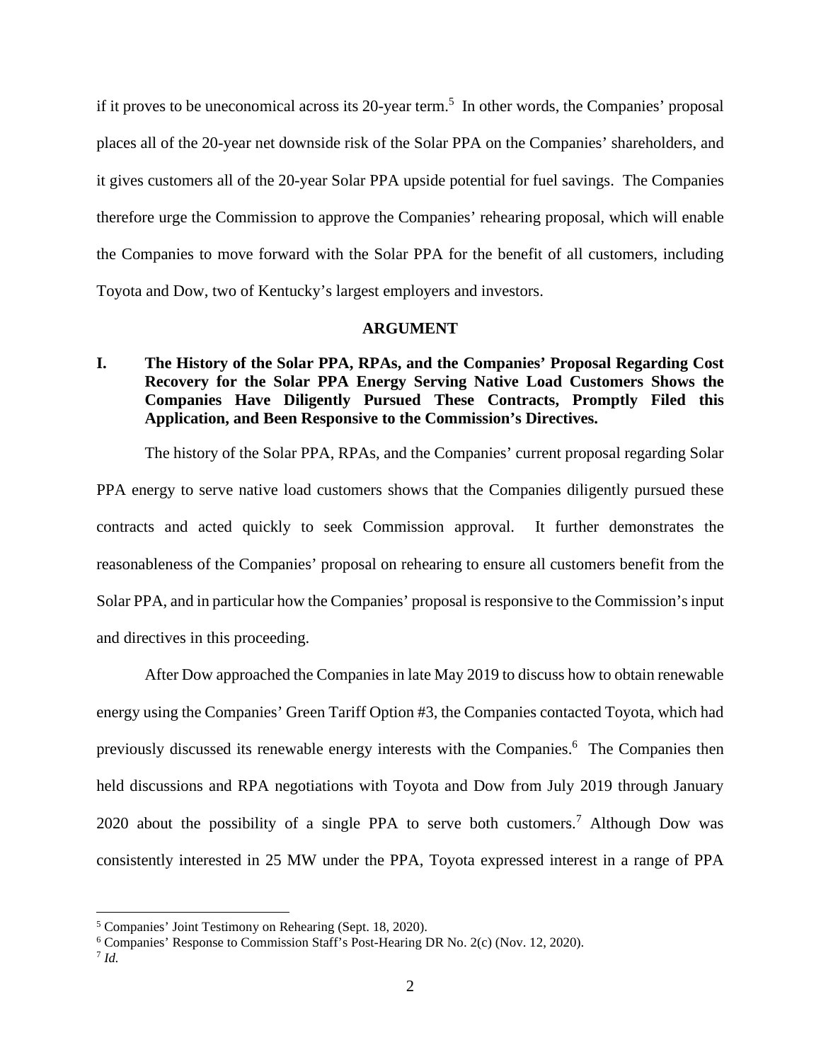if it proves to be uneconomical across its 20-year term.[5] In other words, the Companies' proposal places all of the 20-year net downside risk of the Solar PPA on the Companies' shareholders, and it gives customers all of the 20-year Solar PPA upside potential for fuel savings. The Companies therefore urge the Commission to approve the Companies' rehearing proposal, which will enable the Companies to move forward with the Solar PPA for the benefit of all customers, including Toyota and Dow, two of Kentucky's largest employers and investors.

## ARGUMENT

### I. The History of the Solar PPA, RPAs, and the Companies' Proposal Regarding Cost Recovery for the Solar PPA Energy Serving Native Load Customers Shows the Companies Have Diligently Pursued These Contracts, Promptly Filed this Application, and Been Responsive to the Commission's Directives.

The history of the Solar PPA, RPAs, and the Companies' current proposal regarding Solar PPA energy to serve native load customers shows that the Companies diligently pursued these contracts and acted quickly to seek Commission approval. It further demonstrates the reasonableness of the Companies' proposal on rehearing to ensure all customers benefit from the Solar PPA, and in particular how the Companies' proposal is responsive to the Commission's input and directives in this proceeding.

After Dow approached the Companies in late May 2019 to discuss how to obtain renewable energy using the Companies' Green Tariff Option #3, the Companies contacted Toyota, which had previously discussed its renewable energy interests with the Companies.[6] The Companies then held discussions and RPA negotiations with Toyota and Dow from July 2019 through January 2020 about the possibility of a single PPA to serve both customers.[7] Although Dow was consistently interested in 25 MW under the PPA, Toyota expressed interest in a range of PPA

---

[5] Companies' Joint Testimony on Rehearing (Sept. 18, 2020).

[6] Companies' Response to Commission Staff's Post-Hearing DR No. 2(c) (Nov. 12, 2020).

[7] *Id.*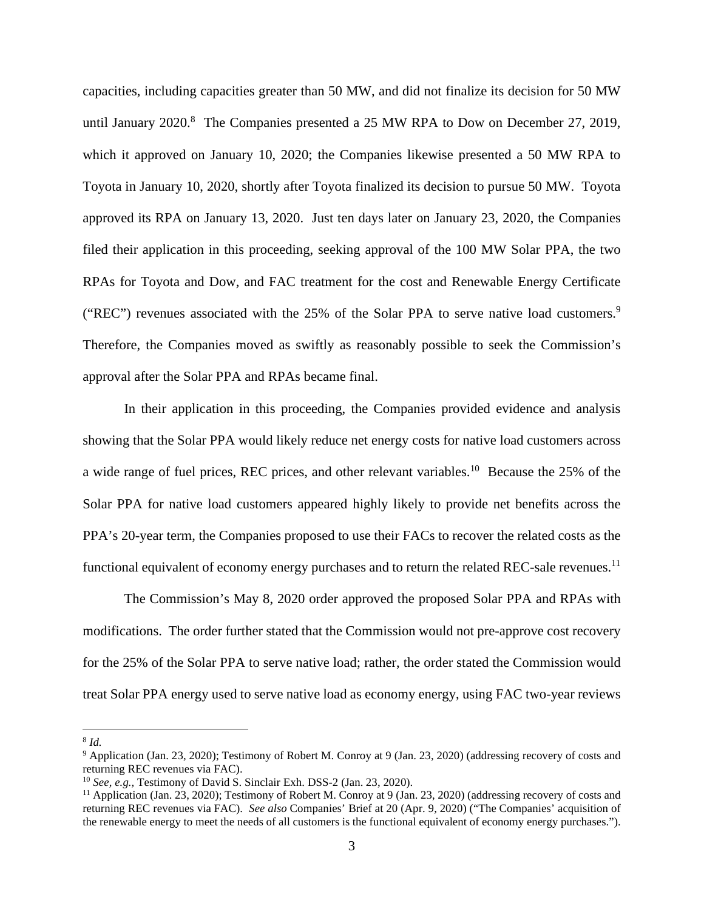capacities, including capacities greater than 50 MW, and did not finalize its decision for 50 MW until January 2020.[8] The Companies presented a 25 MW RPA to Dow on December 27, 2019, which it approved on January 10, 2020; the Companies likewise presented a 50 MW RPA to Toyota in January 10, 2020, shortly after Toyota finalized its decision to pursue 50 MW. Toyota approved its RPA on January 13, 2020. Just ten days later on January 23, 2020, the Companies filed their application in this proceeding, seeking approval of the 100 MW Solar PPA, the two RPAs for Toyota and Dow, and FAC treatment for the cost and Renewable Energy Certificate ("REC") revenues associated with the 25% of the Solar PPA to serve native load customers.[9] Therefore, the Companies moved as swiftly as reasonably possible to seek the Commission's approval after the Solar PPA and RPAs became final.

In their application in this proceeding, the Companies provided evidence and analysis showing that the Solar PPA would likely reduce net energy costs for native load customers across a wide range of fuel prices, REC prices, and other relevant variables.[10] Because the 25% of the Solar PPA for native load customers appeared highly likely to provide net benefits across the PPA's 20-year term, the Companies proposed to use their FACs to recover the related costs as the functional equivalent of economy energy purchases and to return the related REC-sale revenues.[11]

The Commission's May 8, 2020 order approved the proposed Solar PPA and RPAs with modifications. The order further stated that the Commission would not pre-approve cost recovery for the 25% of the Solar PPA to serve native load; rather, the order stated the Commission would treat Solar PPA energy used to serve native load as economy energy, using FAC two-year reviews

---

[8] *Id.*

[9] Application (Jan. 23, 2020); Testimony of Robert M. Conroy at 9 (Jan. 23, 2020) (addressing recovery of costs and returning REC revenues via FAC).

[10] *See, e.g.,* Testimony of David S. Sinclair Exh. DSS-2 (Jan. 23, 2020).

[11] Application (Jan. 23, 2020); Testimony of Robert M. Conroy at 9 (Jan. 23, 2020) (addressing recovery of costs and returning REC revenues via FAC). *See also* Companies' Brief at 20 (Apr. 9, 2020) ("The Companies' acquisition of the renewable energy to meet the needs of all customers is the functional equivalent of economy energy purchases.").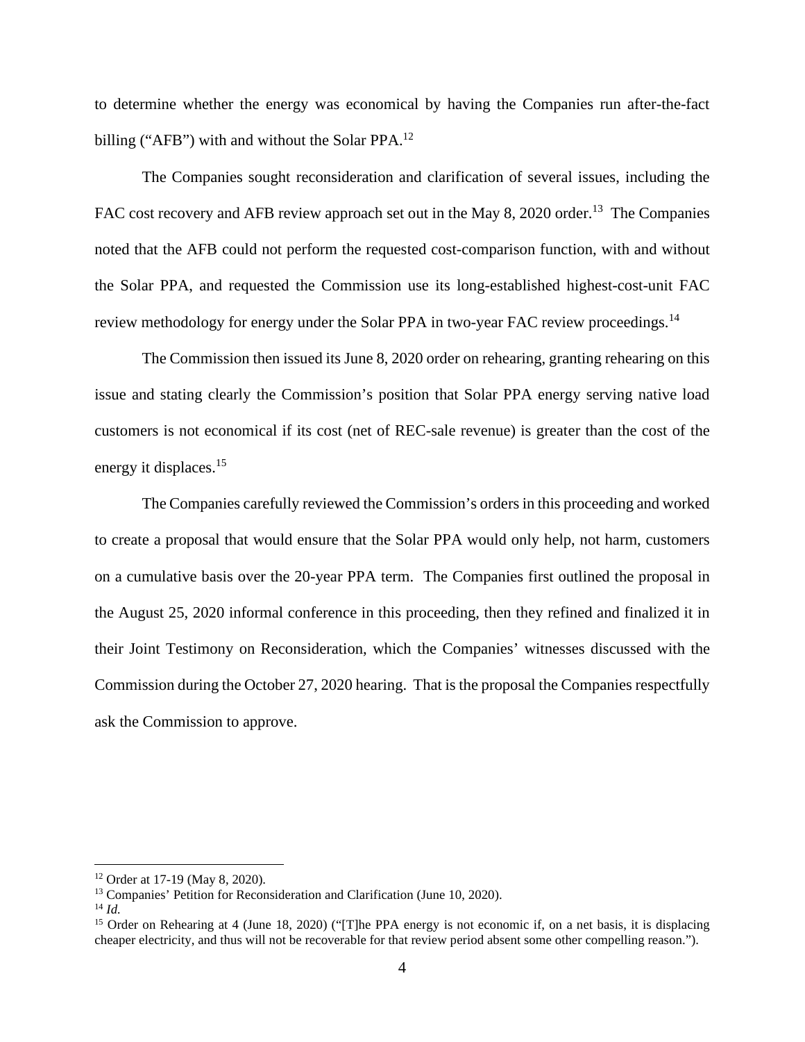to determine whether the energy was economical by having the Companies run after-the-fact billing ("AFB") with and without the Solar PPA.[12]

The Companies sought reconsideration and clarification of several issues, including the FAC cost recovery and AFB review approach set out in the May 8, 2020 order.[13] The Companies noted that the AFB could not perform the requested cost-comparison function, with and without the Solar PPA, and requested the Commission use its long-established highest-cost-unit FAC review methodology for energy under the Solar PPA in two-year FAC review proceedings.[14]

The Commission then issued its June 8, 2020 order on rehearing, granting rehearing on this issue and stating clearly the Commission's position that Solar PPA energy serving native load customers is not economical if its cost (net of REC-sale revenue) is greater than the cost of the energy it displaces.[15]

The Companies carefully reviewed the Commission's orders in this proceeding and worked to create a proposal that would ensure that the Solar PPA would only help, not harm, customers on a cumulative basis over the 20-year PPA term. The Companies first outlined the proposal in the August 25, 2020 informal conference in this proceeding, then they refined and finalized it in their Joint Testimony on Reconsideration, which the Companies' witnesses discussed with the Commission during the October 27, 2020 hearing. That is the proposal the Companies respectfully ask the Commission to approve.

---

[12] Order at 17-19 (May 8, 2020).

[13] Companies' Petition for Reconsideration and Clarification (June 10, 2020).

[14] *Id.*

[15] Order on Rehearing at 4 (June 18, 2020) ("[T]he PPA energy is not economic if, on a net basis, it is displacing cheaper electricity, and thus will not be recoverable for that review period absent some other compelling reason.").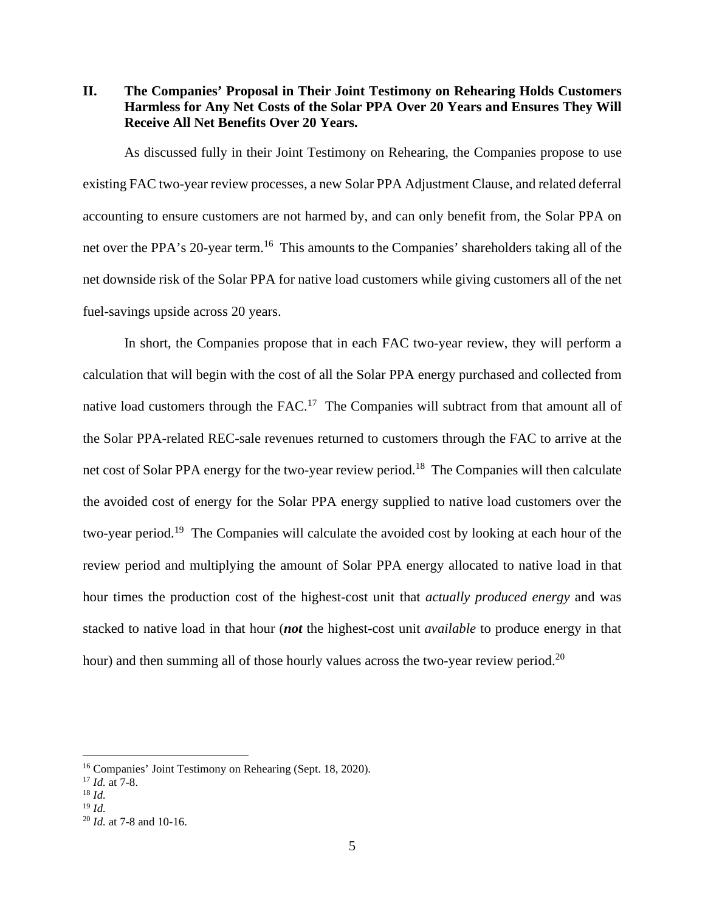## II. The Companies' Proposal in Their Joint Testimony on Rehearing Holds Customers Harmless for Any Net Costs of the Solar PPA Over 20 Years and Ensures They Will Receive All Net Benefits Over 20 Years.

As discussed fully in their Joint Testimony on Rehearing, the Companies propose to use existing FAC two-year review processes, a new Solar PPA Adjustment Clause, and related deferral accounting to ensure customers are not harmed by, and can only benefit from, the Solar PPA on net over the PPA's 20-year term.[16] This amounts to the Companies' shareholders taking all of the net downside risk of the Solar PPA for native load customers while giving customers all of the net fuel-savings upside across 20 years.

In short, the Companies propose that in each FAC two-year review, they will perform a calculation that will begin with the cost of all the Solar PPA energy purchased and collected from native load customers through the FAC.[17] The Companies will subtract from that amount all of the Solar PPA-related REC-sale revenues returned to customers through the FAC to arrive at the net cost of Solar PPA energy for the two-year review period.[18] The Companies will then calculate the avoided cost of energy for the Solar PPA energy supplied to native load customers over the two-year period.[19] The Companies will calculate the avoided cost by looking at each hour of the review period and multiplying the amount of Solar PPA energy allocated to native load in that hour times the production cost of the highest-cost unit that *actually produced energy* and was stacked to native load in that hour (***not*** the highest-cost unit *available* to produce energy in that hour) and then summing all of those hourly values across the two-year review period.[20]

---

[16] Companies' Joint Testimony on Rehearing (Sept. 18, 2020).

[17] *Id.* at 7-8.

[18] *Id.*

[19] *Id.*

[20] *Id.* at 7-8 and 10-16.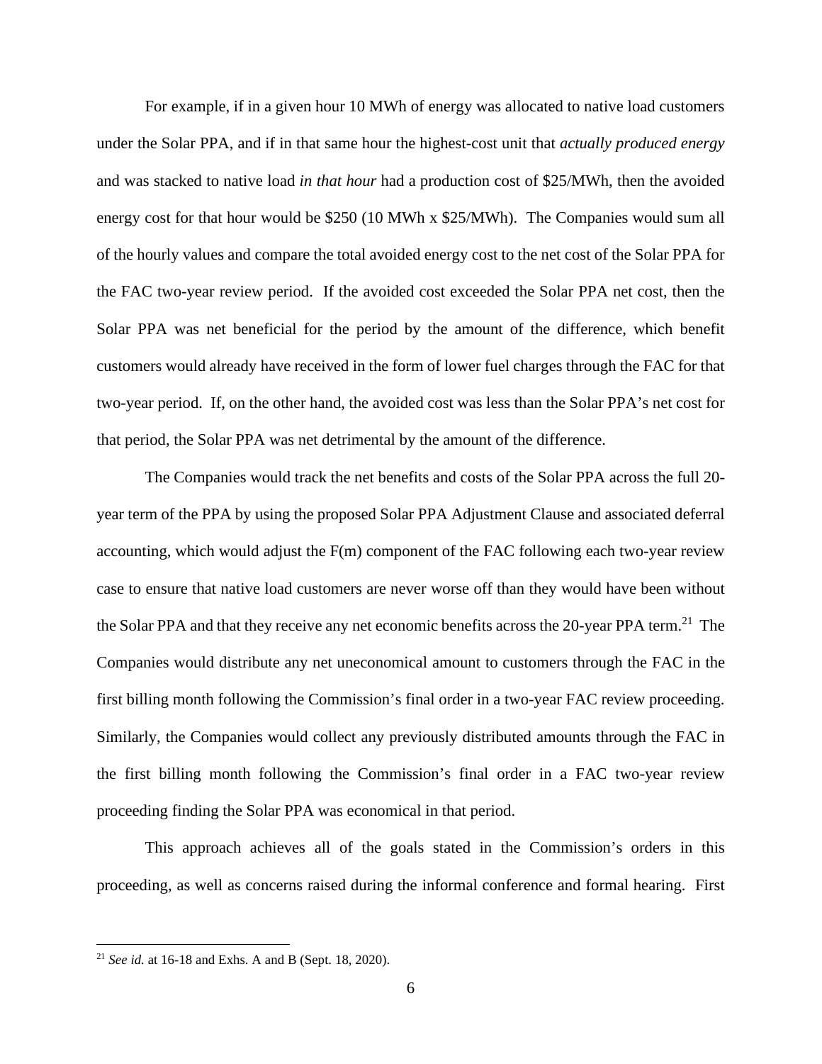For example, if in a given hour 10 MWh of energy was allocated to native load customers under the Solar PPA, and if in that same hour the highest-cost unit that *actually produced energy* and was stacked to native load *in that hour* had a production cost of $25/MWh, then the avoided energy cost for that hour would be $250 (10 MWh x $25/MWh). The Companies would sum all of the hourly values and compare the total avoided energy cost to the net cost of the Solar PPA for the FAC two-year review period. If the avoided cost exceeded the Solar PPA net cost, then the Solar PPA was net beneficial for the period by the amount of the difference, which benefit customers would already have received in the form of lower fuel charges through the FAC for that two-year period. If, on the other hand, the avoided cost was less than the Solar PPA's net cost for that period, the Solar PPA was net detrimental by the amount of the difference.

The Companies would track the net benefits and costs of the Solar PPA across the full 20-year term of the PPA by using the proposed Solar PPA Adjustment Clause and associated deferral accounting, which would adjust the F(m) component of the FAC following each two-year review case to ensure that native load customers are never worse off than they would have been without the Solar PPA and that they receive any net economic benefits across the 20-year PPA term.[21] The Companies would distribute any net uneconomical amount to customers through the FAC in the first billing month following the Commission's final order in a two-year FAC review proceeding. Similarly, the Companies would collect any previously distributed amounts through the FAC in the first billing month following the Commission's final order in a FAC two-year review proceeding finding the Solar PPA was economical in that period.

This approach achieves all of the goals stated in the Commission's orders in this proceeding, as well as concerns raised during the informal conference and formal hearing. First

[21] *See id.* at 16-18 and Exhs. A and B (Sept. 18, 2020).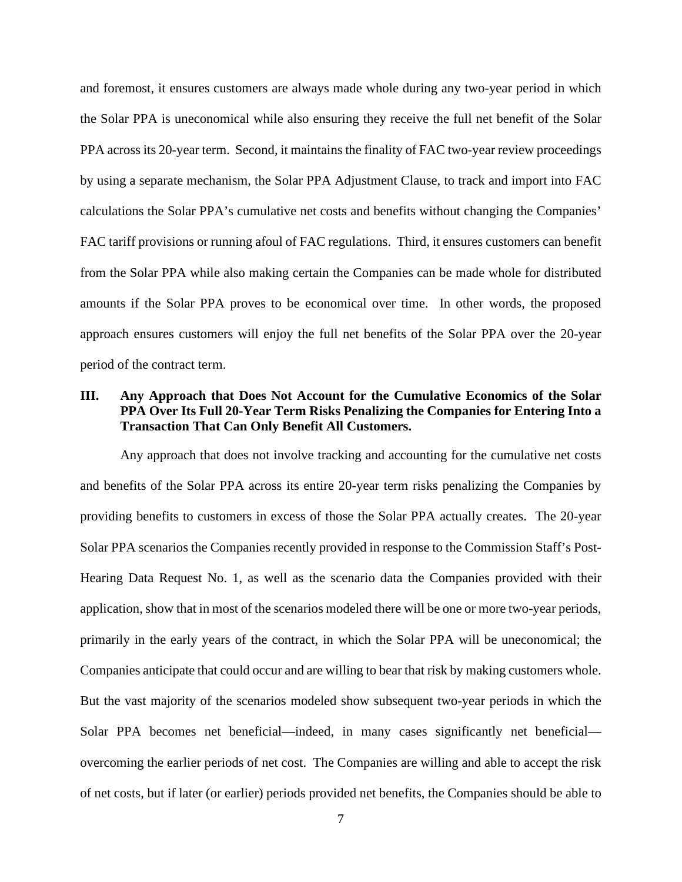and foremost, it ensures customers are always made whole during any two-year period in which the Solar PPA is uneconomical while also ensuring they receive the full net benefit of the Solar PPA across its 20-year term. Second, it maintains the finality of FAC two-year review proceedings by using a separate mechanism, the Solar PPA Adjustment Clause, to track and import into FAC calculations the Solar PPA's cumulative net costs and benefits without changing the Companies' FAC tariff provisions or running afoul of FAC regulations. Third, it ensures customers can benefit from the Solar PPA while also making certain the Companies can be made whole for distributed amounts if the Solar PPA proves to be economical over time. In other words, the proposed approach ensures customers will enjoy the full net benefits of the Solar PPA over the 20-year period of the contract term.

## III. Any Approach that Does Not Account for the Cumulative Economics of the Solar PPA Over Its Full 20-Year Term Risks Penalizing the Companies for Entering Into a Transaction That Can Only Benefit All Customers.

Any approach that does not involve tracking and accounting for the cumulative net costs and benefits of the Solar PPA across its entire 20-year term risks penalizing the Companies by providing benefits to customers in excess of those the Solar PPA actually creates. The 20-year Solar PPA scenarios the Companies recently provided in response to the Commission Staff's Post-Hearing Data Request No. 1, as well as the scenario data the Companies provided with their application, show that in most of the scenarios modeled there will be one or more two-year periods, primarily in the early years of the contract, in which the Solar PPA will be uneconomical; the Companies anticipate that could occur and are willing to bear that risk by making customers whole. But the vast majority of the scenarios modeled show subsequent two-year periods in which the Solar PPA becomes net beneficial—indeed, in many cases significantly net beneficial—overcoming the earlier periods of net cost. The Companies are willing and able to accept the risk of net costs, but if later (or earlier) periods provided net benefits, the Companies should be able to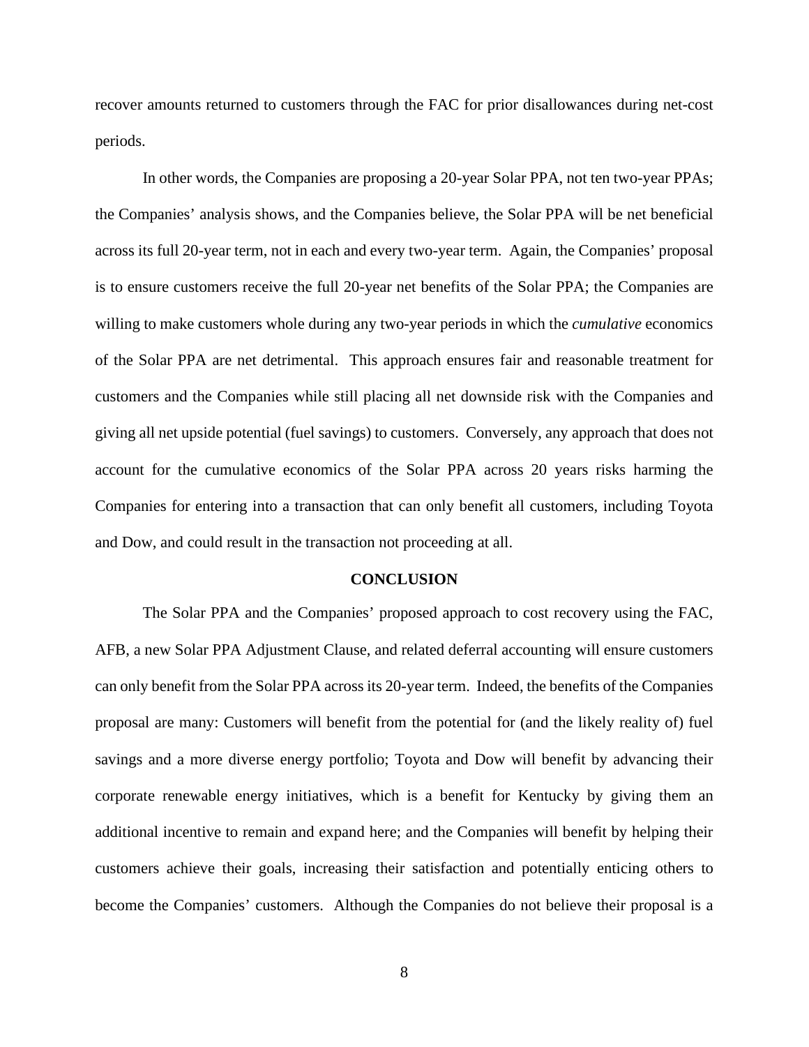recover amounts returned to customers through the FAC for prior disallowances during net-cost periods.

In other words, the Companies are proposing a 20-year Solar PPA, not ten two-year PPAs; the Companies' analysis shows, and the Companies believe, the Solar PPA will be net beneficial across its full 20-year term, not in each and every two-year term. Again, the Companies' proposal is to ensure customers receive the full 20-year net benefits of the Solar PPA; the Companies are willing to make customers whole during any two-year periods in which the *cumulative* economics of the Solar PPA are net detrimental. This approach ensures fair and reasonable treatment for customers and the Companies while still placing all net downside risk with the Companies and giving all net upside potential (fuel savings) to customers. Conversely, any approach that does not account for the cumulative economics of the Solar PPA across 20 years risks harming the Companies for entering into a transaction that can only benefit all customers, including Toyota and Dow, and could result in the transaction not proceeding at all.

## CONCLUSION

The Solar PPA and the Companies' proposed approach to cost recovery using the FAC, AFB, a new Solar PPA Adjustment Clause, and related deferral accounting will ensure customers can only benefit from the Solar PPA across its 20-year term. Indeed, the benefits of the Companies proposal are many: Customers will benefit from the potential for (and the likely reality of) fuel savings and a more diverse energy portfolio; Toyota and Dow will benefit by advancing their corporate renewable energy initiatives, which is a benefit for Kentucky by giving them an additional incentive to remain and expand here; and the Companies will benefit by helping their customers achieve their goals, increasing their satisfaction and potentially enticing others to become the Companies' customers. Although the Companies do not believe their proposal is a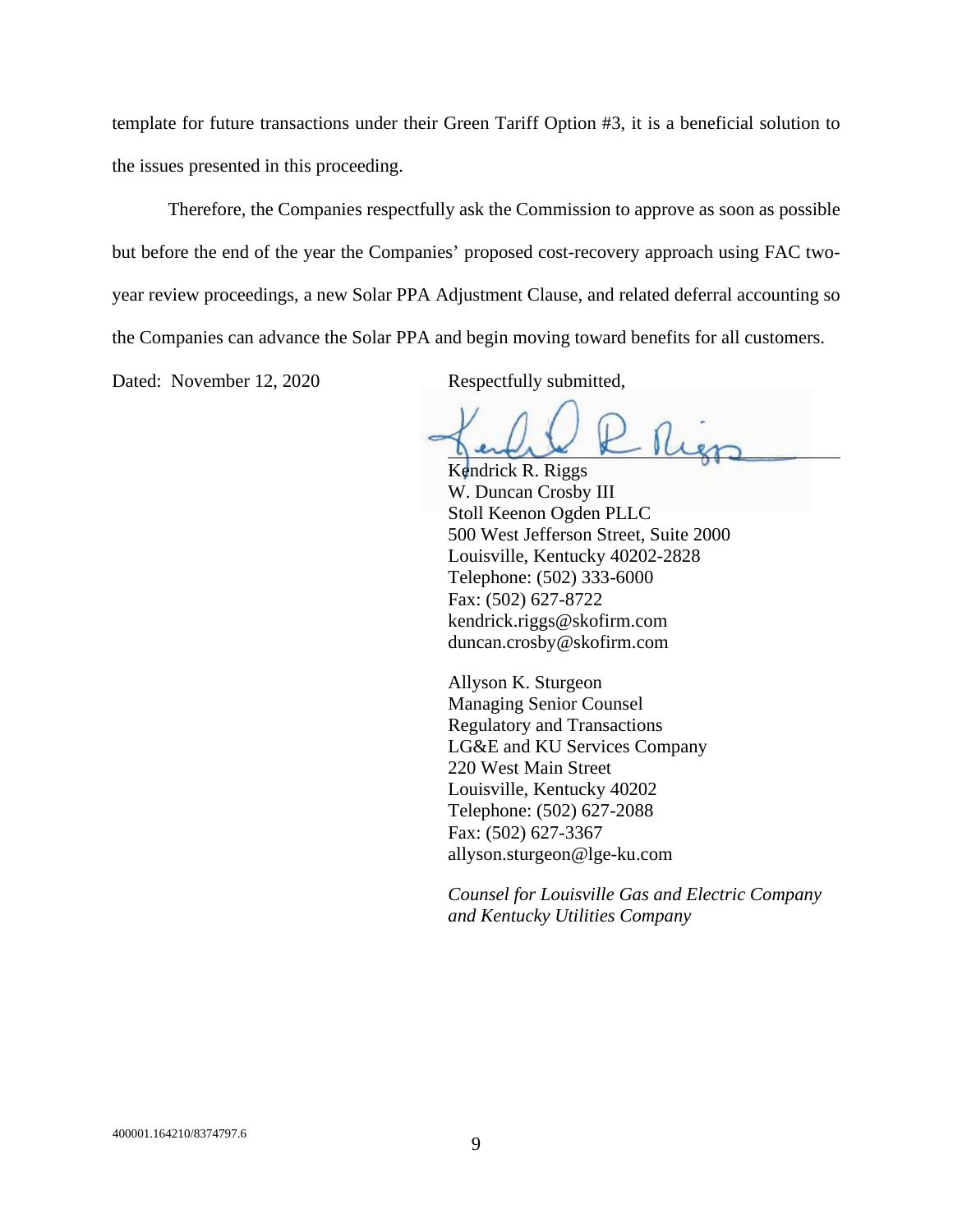template for future transactions under their Green Tariff Option #3, it is a beneficial solution to the issues presented in this proceeding.

Therefore, the Companies respectfully ask the Commission to approve as soon as possible but before the end of the year the Companies' proposed cost-recovery approach using FAC two-year review proceedings, a new Solar PPA Adjustment Clause, and related deferral accounting so the Companies can advance the Solar PPA and begin moving toward benefits for all customers.

Dated: November 12, 2020

Respectfully submitted,

Kendrick R. Riggs
W. Duncan Crosby III
Stoll Keenon Ogden PLLC
500 West Jefferson Street, Suite 2000
Louisville, Kentucky 40202-2828
Telephone: (502) 333-6000
Fax: (502) 627-8722
kendrick.riggs@skofirm.com
duncan.crosby@skofirm.com

Allyson K. Sturgeon
Managing Senior Counsel
Regulatory and Transactions
LG&E and KU Services Company
220 West Main Street
Louisville, Kentucky 40202
Telephone: (502) 627-2088
Fax: (502) 627-3367
allyson.sturgeon@lge-ku.com

*Counsel for Louisville Gas and Electric Company and Kentucky Utilities Company*

400001.164210/8374797.6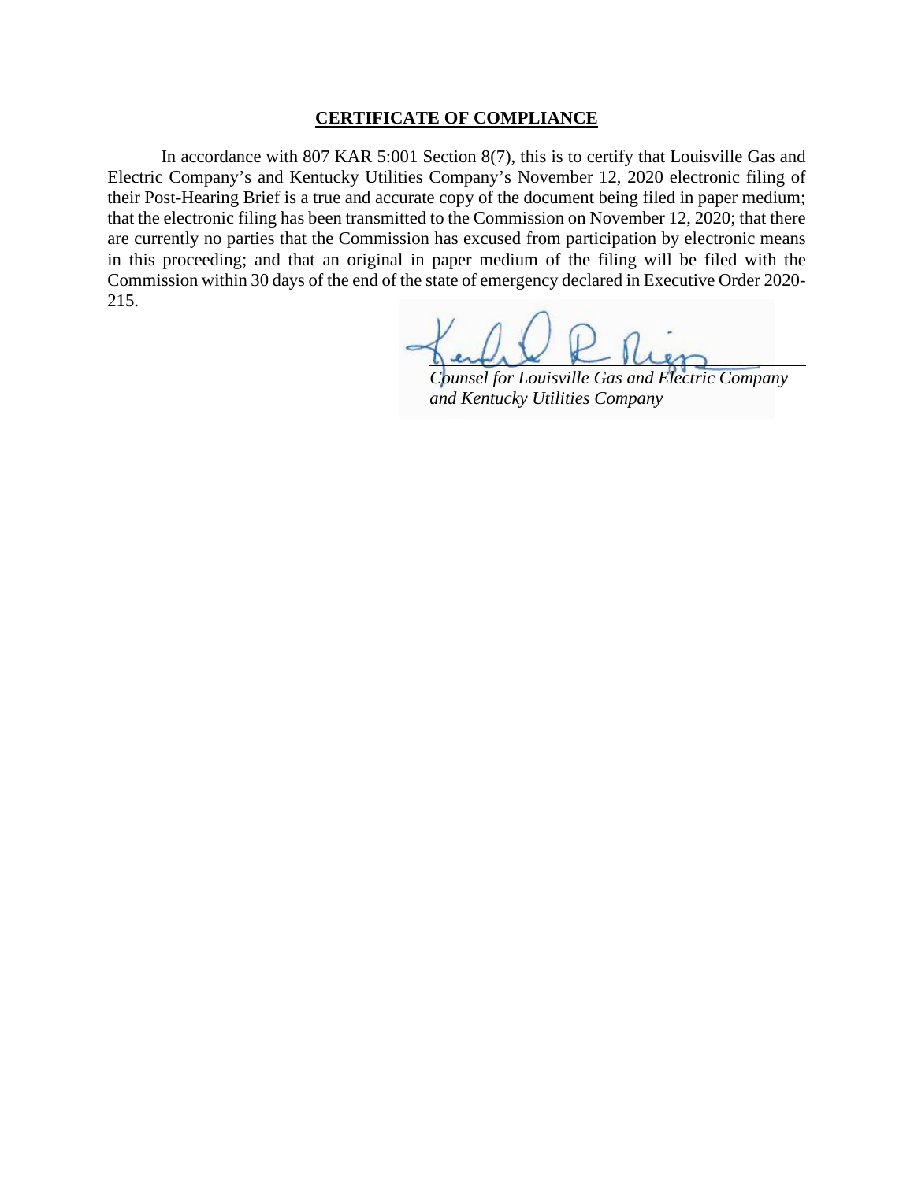## **CERTIFICATE OF COMPLIANCE**

In accordance with 807 KAR 5:001 Section 8(7), this is to certify that Louisville Gas and Electric Company's and Kentucky Utilities Company's November 12, 2020 electronic filing of their Post-Hearing Brief is a true and accurate copy of the document being filed in paper medium; that the electronic filing has been transmitted to the Commission on November 12, 2020; that there are currently no parties that the Commission has excused from participation by electronic means in this proceeding; and that an original in paper medium of the filing will be filed with the Commission within 30 days of the end of the state of emergency declared in Executive Order 2020-215.

*Counsel for Louisville Gas and Electric Company and Kentucky Utilities Company*